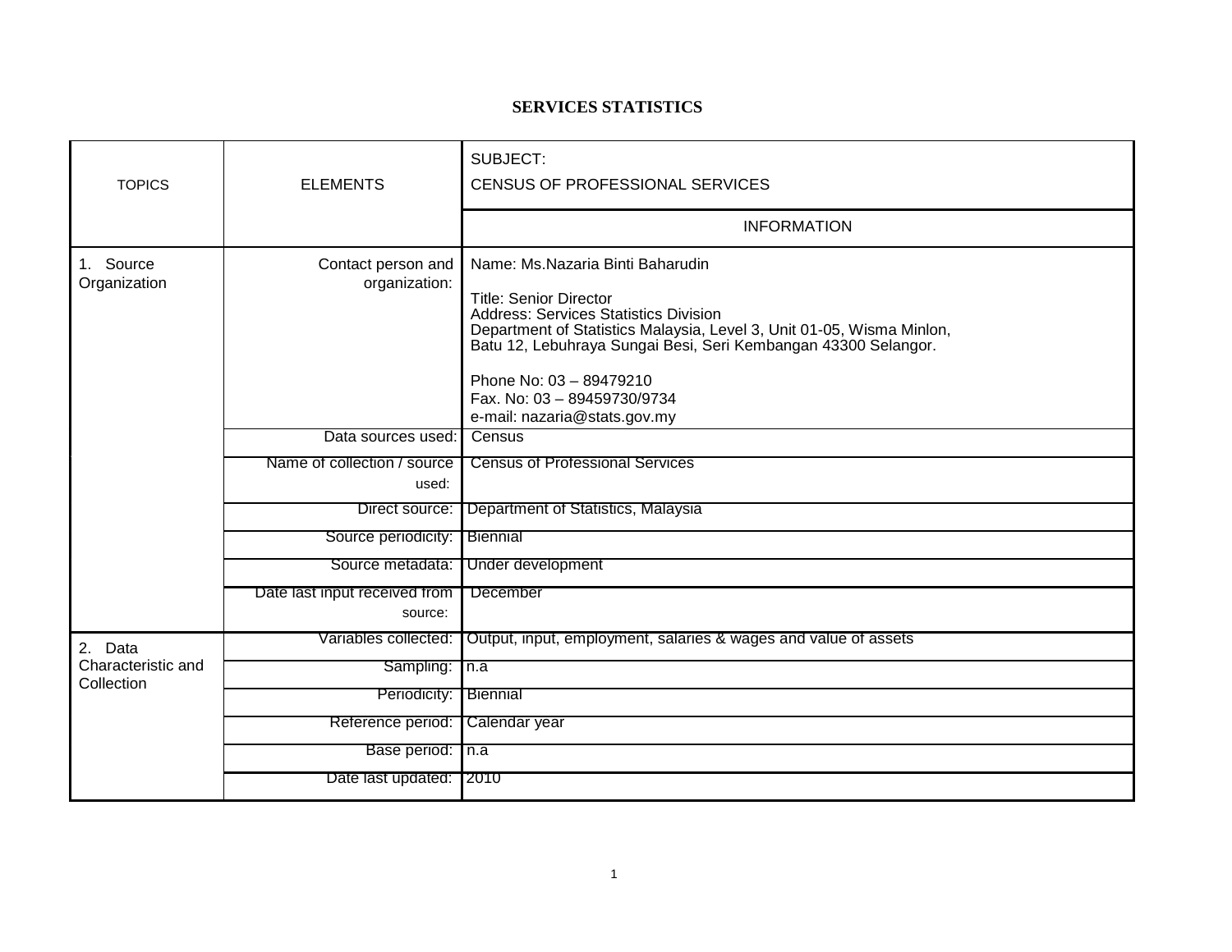# SERVICES STATISTICS

| TOPICS | ELEMENTS | SUBJECT: CENSUS OF PROFESSIONAL SERVICES |
|---|---|---|
| | | INFORMATION |
| 1. Source Organization | Contact person and organization: | Name: Ms.Nazaria Binti Baharudin<br><br>Title: Senior Director<br>Address: Services Statistics Division<br>Department of Statistics Malaysia, Level 3, Unit 01-05, Wisma Minlon,<br>Batu 12, Lebuhraya Sungai Besi, Seri Kembangan 43300 Selangor.<br><br>Phone No: 03 – 89479210<br>Fax. No: 03 – 89459730/9734<br>e-mail: nazaria@stats.gov.my |
| | Data sources used: | Census |
| | Name of collection / source used: | Census of Professional Services |
| | Direct source: | Department of Statistics, Malaysia |
| | Source periodicity: | Biennial |
| | Source metadata: | Under development |
| | Date last input received from source: | December |
| 2. Data Characteristic and Collection | Variables collected: | Output, input, employment, salaries & wages and value of assets |
| | Sampling: | n.a |
| | Periodicity: | Biennial |
| | Reference period: | Calendar year |
| | Base period: | n.a |
| | Date last updated: | 2010 |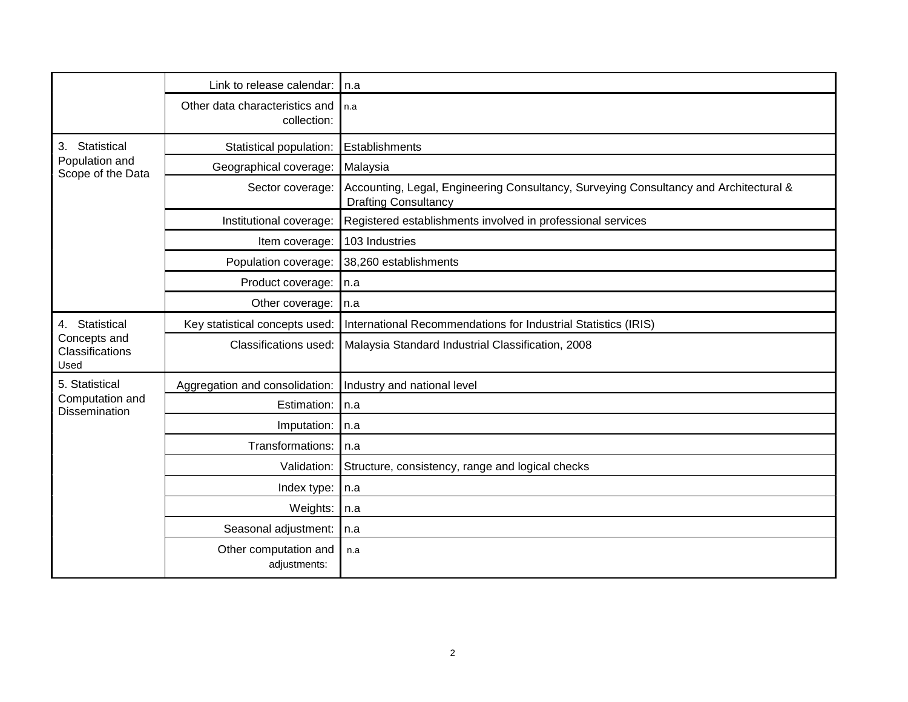| | | |
|---|---|---|
| | Link to release calendar: | n.a |
| | Other data characteristics and collection: | n.a |
| 3. Statistical Population and Scope of the Data | Statistical population: | Establishments |
| | Geographical coverage: | Malaysia |
| | Sector coverage: | Accounting, Legal, Engineering Consultancy, Surveying Consultancy and Architectural & Drafting Consultancy |
| | Institutional coverage: | Registered establishments involved in professional services |
| | Item coverage: | 103 Industries |
| | Population coverage: | 38,260 establishments |
| | Product coverage: | n.a |
| | Other coverage: | n.a |
| 4. Statistical Concepts and Classifications Used | Key statistical concepts used: | International Recommendations for Industrial Statistics (IRIS) |
| | Classifications used: | Malaysia Standard Industrial Classification, 2008 |
| 5. Statistical Computation and Dissemination | Aggregation and consolidation: | Industry and national level |
| | Estimation: | n.a |
| | Imputation: | n.a |
| | Transformations: | n.a |
| | Validation: | Structure, consistency, range and logical checks |
| | Index type: | n.a |
| | Weights: | n.a |
| | Seasonal adjustment: | n.a |
| | Other computation and adjustments: | n.a |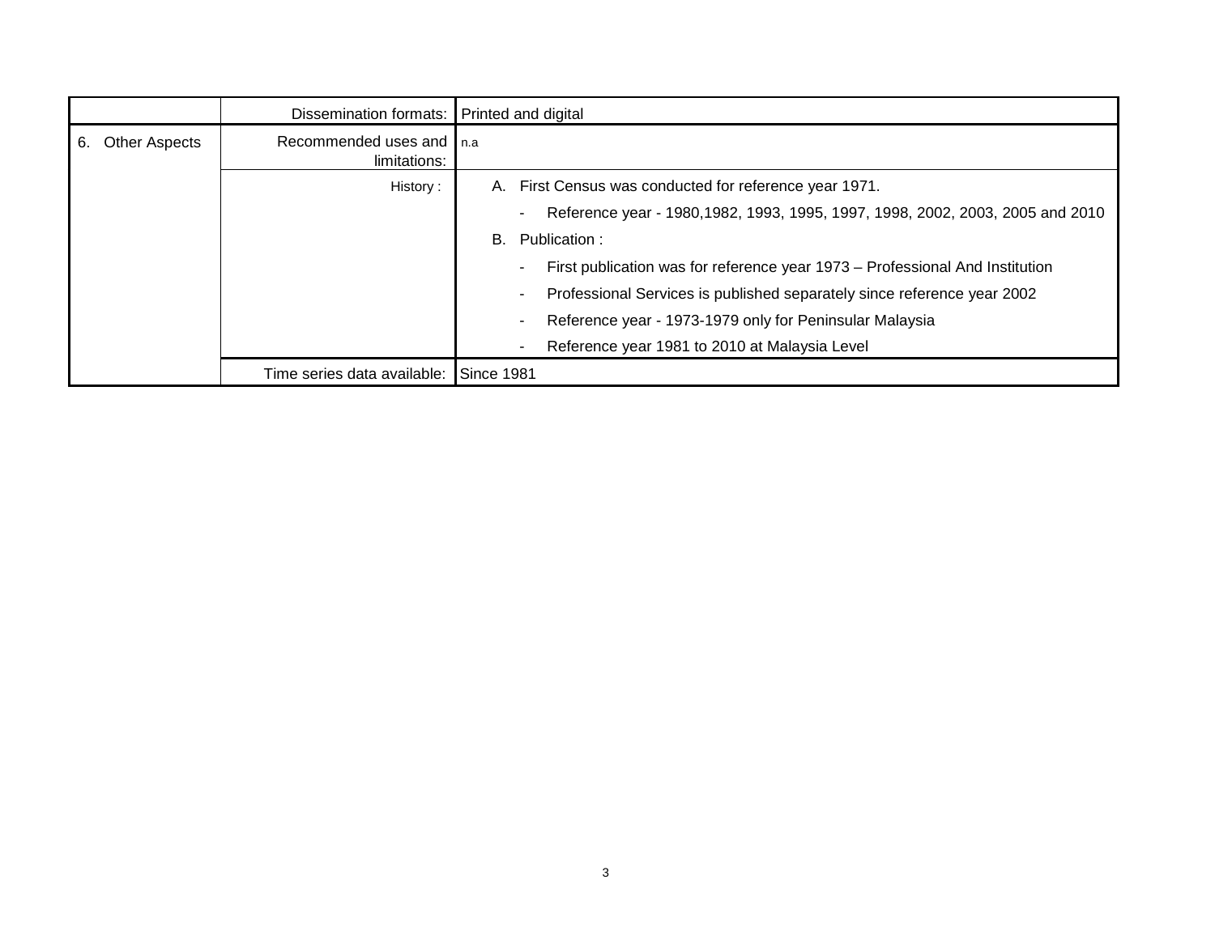| | | |
|---|---|---|
| | Dissemination formats: | Printed and digital |
| 6. Other Aspects | Recommended uses and limitations: | n.a |
| | History : | A. First Census was conducted for reference year 1971.<br>- Reference year - 1980,1982, 1993, 1995, 1997, 1998, 2002, 2003, 2005 and 2010<br>B. Publication :<br>- First publication was for reference year 1973 – Professional And Institution<br>- Professional Services is published separately since reference year 2002<br>- Reference year - 1973-1979 only for Peninsular Malaysia<br>- Reference year 1981 to 2010 at Malaysia Level |
| | Time series data available: | Since 1981 |